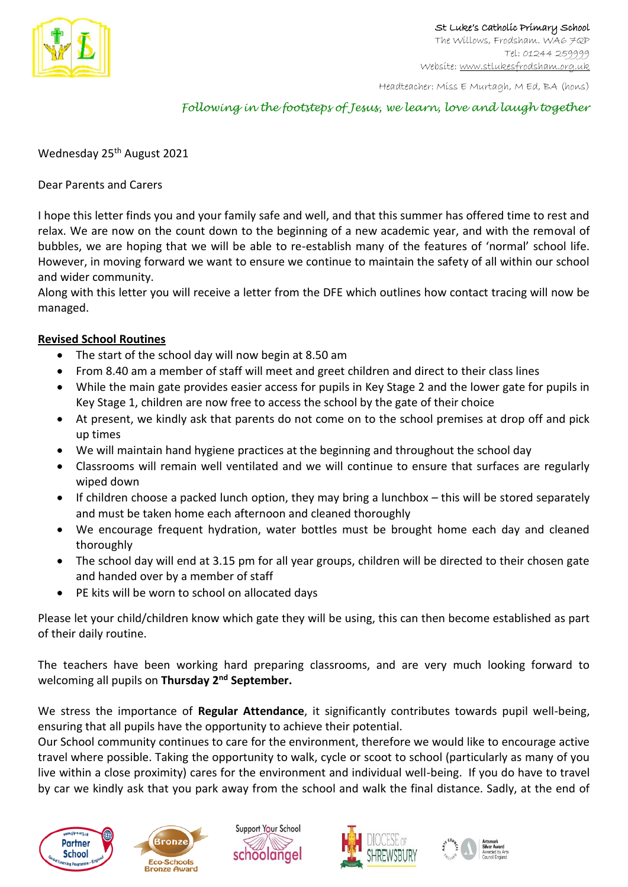St Luke's Catholic Primary School
The Willows, Frodsham. WA6 7QP
Tel: 01244 259999
Website: www.stlukesfrodsham.org.uk

Headteacher: Miss E Murtagh, M Ed, BA (hons)

*Following in the footsteps of Jesus, we learn, love and laugh together*

Wednesday 25th August 2021

Dear Parents and Carers

I hope this letter finds you and your family safe and well, and that this summer has offered time to rest and relax. We are now on the count down to the beginning of a new academic year, and with the removal of bubbles, we are hoping that we will be able to re-establish many of the features of 'normal' school life. However, in moving forward we want to ensure we continue to maintain the safety of all within our school and wider community.
Along with this letter you will receive a letter from the DFE which outlines how contact tracing will now be managed.

**Revised School Routines**

- The start of the school day will now begin at 8.50 am
- From 8.40 am a member of staff will meet and greet children and direct to their class lines
- While the main gate provides easier access for pupils in Key Stage 2 and the lower gate for pupils in Key Stage 1, children are now free to access the school by the gate of their choice
- At present, we kindly ask that parents do not come on to the school premises at drop off and pick up times
- We will maintain hand hygiene practices at the beginning and throughout the school day
- Classrooms will remain well ventilated and we will continue to ensure that surfaces are regularly wiped down
- If children choose a packed lunch option, they may bring a lunchbox – this will be stored separately and must be taken home each afternoon and cleaned thoroughly
- We encourage frequent hydration, water bottles must be brought home each day and cleaned thoroughly
- The school day will end at 3.15 pm for all year groups, children will be directed to their chosen gate and handed over by a member of staff
- PE kits will be worn to school on allocated days

Please let your child/children know which gate they will be using, this can then become established as part of their daily routine.

The teachers have been working hard preparing classrooms, and are very much looking forward to welcoming all pupils on **Thursday 2nd September.**

We stress the importance of **Regular Attendance**, it significantly contributes towards pupil well-being, ensuring that all pupils have the opportunity to achieve their potential.
Our School community continues to care for the environment, therefore we would like to encourage active travel where possible. Taking the opportunity to walk, cycle or scoot to school (particularly as many of you live within a close proximity) cares for the environment and individual well-being. If you do have to travel by car we kindly ask that you park away from the school and walk the final distance. Sadly, at the end of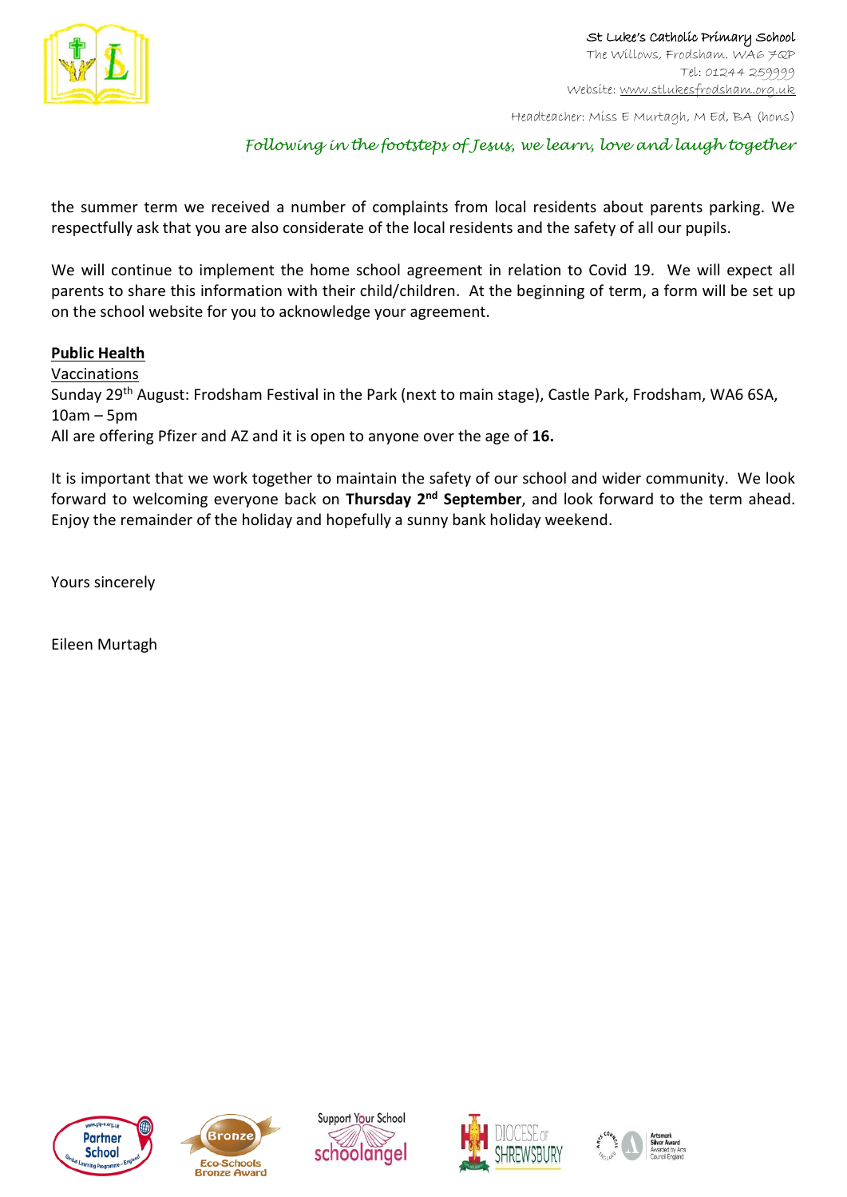the summer term we received a number of complaints from local residents about parents parking. We respectfully ask that you are also considerate of the local residents and the safety of all our pupils.

We will continue to implement the home school agreement in relation to Covid 19. We will expect all parents to share this information with their child/children. At the beginning of term, a form will be set up on the school website for you to acknowledge your agreement.

**Public Health**

Vaccinations

Sunday 29th August: Frodsham Festival in the Park (next to main stage), Castle Park, Frodsham, WA6 6SA, 10am – 5pm

All are offering Pfizer and AZ and it is open to anyone over the age of **16.**

It is important that we work together to maintain the safety of our school and wider community. We look forward to welcoming everyone back on **Thursday 2nd September**, and look forward to the term ahead. Enjoy the remainder of the holiday and hopefully a sunny bank holiday weekend.

Yours sincerely

Eileen Murtagh